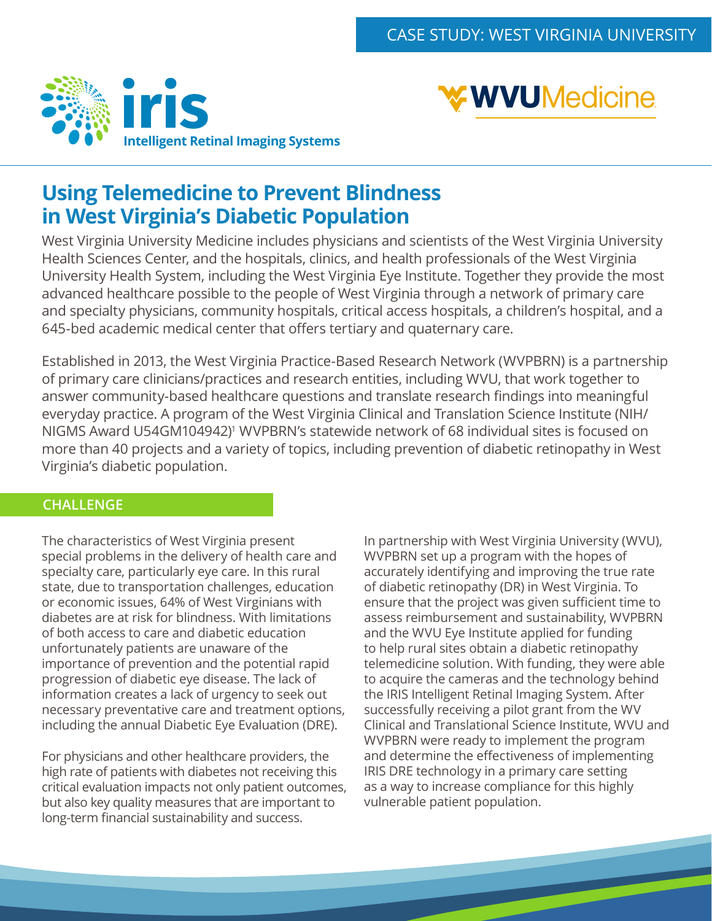CASE STUDY: WEST VIRGINIA UNIVERSITY

iris Intelligent Retinal Imaging Systems

WVUMedicine

# Using Telemedicine to Prevent Blindness in West Virginia's Diabetic Population

West Virginia University Medicine includes physicians and scientists of the West Virginia University Health Sciences Center, and the hospitals, clinics, and health professionals of the West Virginia University Health System, including the West Virginia Eye Institute. Together they provide the most advanced healthcare possible to the people of West Virginia through a network of primary care and specialty physicians, community hospitals, critical access hospitals, a children's hospital, and a 645-bed academic medical center that offers tertiary and quaternary care.

Established in 2013, the West Virginia Practice-Based Research Network (WVPBRN) is a partnership of primary care clinicians/practices and research entities, including WVU, that work together to answer community-based healthcare questions and translate research findings into meaningful everyday practice. A program of the West Virginia Clinical and Translation Science Institute (NIH/NIGMS Award U54GM104942)[1] WVPBRN's statewide network of 68 individual sites is focused on more than 40 projects and a variety of topics, including prevention of diabetic retinopathy in West Virginia's diabetic population.

## CHALLENGE

The characteristics of West Virginia present special problems in the delivery of health care and specialty care, particularly eye care. In this rural state, due to transportation challenges, education or economic issues, 64% of West Virginians with diabetes are at risk for blindness. With limitations of both access to care and diabetic education unfortunately patients are unaware of the importance of prevention and the potential rapid progression of diabetic eye disease. The lack of information creates a lack of urgency to seek out necessary preventative care and treatment options, including the annual Diabetic Eye Evaluation (DRE).

For physicians and other healthcare providers, the high rate of patients with diabetes not receiving this critical evaluation impacts not only patient outcomes, but also key quality measures that are important to long-term financial sustainability and success.

In partnership with West Virginia University (WVU), WVPBRN set up a program with the hopes of accurately identifying and improving the true rate of diabetic retinopathy (DR) in West Virginia. To ensure that the project was given sufficient time to assess reimbursement and sustainability, WVPBRN and the WVU Eye Institute applied for funding to help rural sites obtain a diabetic retinopathy telemedicine solution. With funding, they were able to acquire the cameras and the technology behind the IRIS Intelligent Retinal Imaging System. After successfully receiving a pilot grant from the WV Clinical and Translational Science Institute, WVU and WVPBRN were ready to implement the program and determine the effectiveness of implementing IRIS DRE technology in a primary care setting as a way to increase compliance for this highly vulnerable patient population.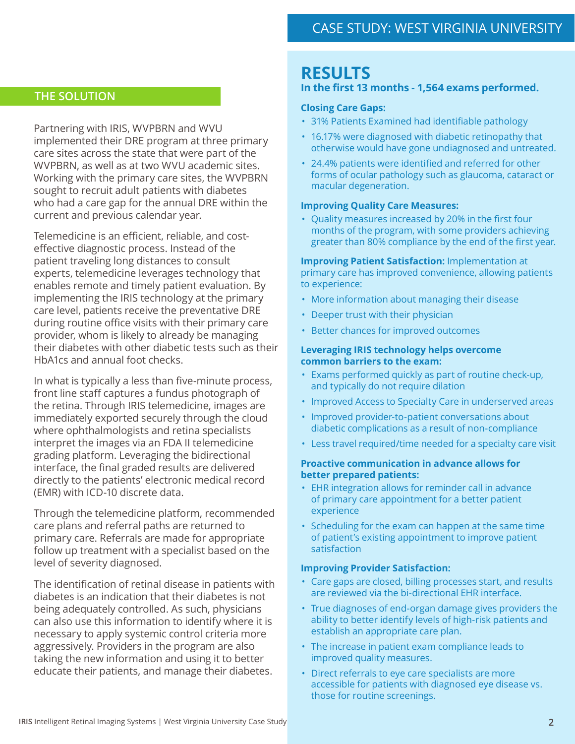## THE SOLUTION

Partnering with IRIS, WVPBRN and WVU implemented their DRE program at three primary care sites across the state that were part of the WVPBRN, as well as at two WVU academic sites. Working with the primary care sites, the WVPBRN sought to recruit adult patients with diabetes who had a care gap for the annual DRE within the current and previous calendar year.

Telemedicine is an efficient, reliable, and cost-effective diagnostic process. Instead of the patient traveling long distances to consult experts, telemedicine leverages technology that enables remote and timely patient evaluation. By implementing the IRIS technology at the primary care level, patients receive the preventative DRE during routine office visits with their primary care provider, whom is likely to already be managing their diabetes with other diabetic tests such as their HbA1cs and annual foot checks.

In what is typically a less than five-minute process, front line staff captures a fundus photograph of the retina. Through IRIS telemedicine, images are immediately exported securely through the cloud where ophthalmologists and retina specialists interpret the images via an FDA II telemedicine grading platform. Leveraging the bidirectional interface, the final graded results are delivered directly to the patients' electronic medical record (EMR) with ICD-10 discrete data.

Through the telemedicine platform, recommended care plans and referral paths are returned to primary care. Referrals are made for appropriate follow up treatment with a specialist based on the level of severity diagnosed.

The identification of retinal disease in patients with diabetes is an indication that their diabetes is not being adequately controlled. As such, physicians can also use this information to identify where it is necessary to apply systemic control criteria more aggressively. Providers in the program are also taking the new information and using it to better educate their patients, and manage their diabetes.

## RESULTS

**In the first 13 months - 1,564 exams performed.**

**Closing Care Gaps:**

- 31% Patients Examined had identifiable pathology
- 16.17% were diagnosed with diabetic retinopathy that otherwise would have gone undiagnosed and untreated.
- 24.4% patients were identified and referred for other forms of ocular pathology such as glaucoma, cataract or macular degeneration.

**Improving Quality Care Measures:**

- Quality measures increased by 20% in the first four months of the program, with some providers achieving greater than 80% compliance by the end of the first year.

**Improving Patient Satisfaction:** Implementation at primary care has improved convenience, allowing patients to experience:

- More information about managing their disease
- Deeper trust with their physician
- Better chances for improved outcomes

**Leveraging IRIS technology helps overcome common barriers to the exam:**

- Exams performed quickly as part of routine check-up, and typically do not require dilation
- Improved Access to Specialty Care in underserved areas
- Improved provider-to-patient conversations about diabetic complications as a result of non-compliance
- Less travel required/time needed for a specialty care visit

**Proactive communication in advance allows for better prepared patients:**

- EHR integration allows for reminder call in advance of primary care appointment for a better patient experience
- Scheduling for the exam can happen at the same time of patient's existing appointment to improve patient satisfaction

**Improving Provider Satisfaction:**

- Care gaps are closed, billing processes start, and results are reviewed via the bi-directional EHR interface.
- True diagnoses of end-organ damage gives providers the ability to better identify levels of high-risk patients and establish an appropriate care plan.
- The increase in patient exam compliance leads to improved quality measures.
- Direct referrals to eye care specialists are more accessible for patients with diagnosed eye disease vs. those for routine screenings.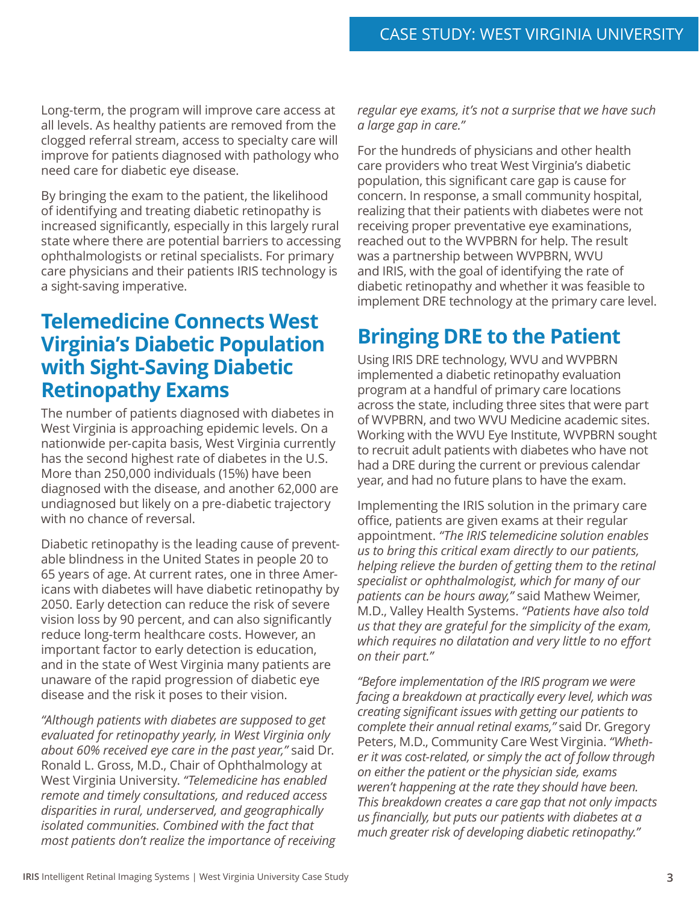Long-term, the program will improve care access at all levels. As healthy patients are removed from the clogged referral stream, access to specialty care will improve for patients diagnosed with pathology who need care for diabetic eye disease.

By bringing the exam to the patient, the likelihood of identifying and treating diabetic retinopathy is increased significantly, especially in this largely rural state where there are potential barriers to accessing ophthalmologists or retinal specialists. For primary care physicians and their patients IRIS technology is a sight-saving imperative.

## Telemedicine Connects West Virginia's Diabetic Population with Sight-Saving Diabetic Retinopathy Exams

The number of patients diagnosed with diabetes in West Virginia is approaching epidemic levels. On a nationwide per-capita basis, West Virginia currently has the second highest rate of diabetes in the U.S. More than 250,000 individuals (15%) have been diagnosed with the disease, and another 62,000 are undiagnosed but likely on a pre-diabetic trajectory with no chance of reversal.

Diabetic retinopathy is the leading cause of preventable blindness in the United States in people 20 to 65 years of age. At current rates, one in three Americans with diabetes will have diabetic retinopathy by 2050. Early detection can reduce the risk of severe vision loss by 90 percent, and can also significantly reduce long-term healthcare costs. However, an important factor to early detection is education, and in the state of West Virginia many patients are unaware of the rapid progression of diabetic eye disease and the risk it poses to their vision.

*"Although patients with diabetes are supposed to get evaluated for retinopathy yearly, in West Virginia only about 60% received eye care in the past year,"* said Dr. Ronald L. Gross, M.D., Chair of Ophthalmology at West Virginia University. *"Telemedicine has enabled remote and timely consultations, and reduced access disparities in rural, underserved, and geographically isolated communities. Combined with the fact that most patients don't realize the importance of receiving regular eye exams, it's not a surprise that we have such a large gap in care."*

For the hundreds of physicians and other health care providers who treat West Virginia's diabetic population, this significant care gap is cause for concern. In response, a small community hospital, realizing that their patients with diabetes were not receiving proper preventative eye examinations, reached out to the WVPBRN for help. The result was a partnership between WVPBRN, WVU and IRIS, with the goal of identifying the rate of diabetic retinopathy and whether it was feasible to implement DRE technology at the primary care level.

## Bringing DRE to the Patient

Using IRIS DRE technology, WVU and WVPBRN implemented a diabetic retinopathy evaluation program at a handful of primary care locations across the state, including three sites that were part of WVPBRN, and two WVU Medicine academic sites. Working with the WVU Eye Institute, WVPBRN sought to recruit adult patients with diabetes who have not had a DRE during the current or previous calendar year, and had no future plans to have the exam.

Implementing the IRIS solution in the primary care office, patients are given exams at their regular appointment. *"The IRIS telemedicine solution enables us to bring this critical exam directly to our patients, helping relieve the burden of getting them to the retinal specialist or ophthalmologist, which for many of our patients can be hours away,"* said Mathew Weimer, M.D., Valley Health Systems. *"Patients have also told us that they are grateful for the simplicity of the exam, which requires no dilatation and very little to no effort on their part."*

*"Before implementation of the IRIS program we were facing a breakdown at practically every level, which was creating significant issues with getting our patients to complete their annual retinal exams,"* said Dr. Gregory Peters, M.D., Community Care West Virginia. *"Whether it was cost-related, or simply the act of follow through on either the patient or the physician side, exams weren't happening at the rate they should have been. This breakdown creates a care gap that not only impacts us financially, but puts our patients with diabetes at a much greater risk of developing diabetic retinopathy."*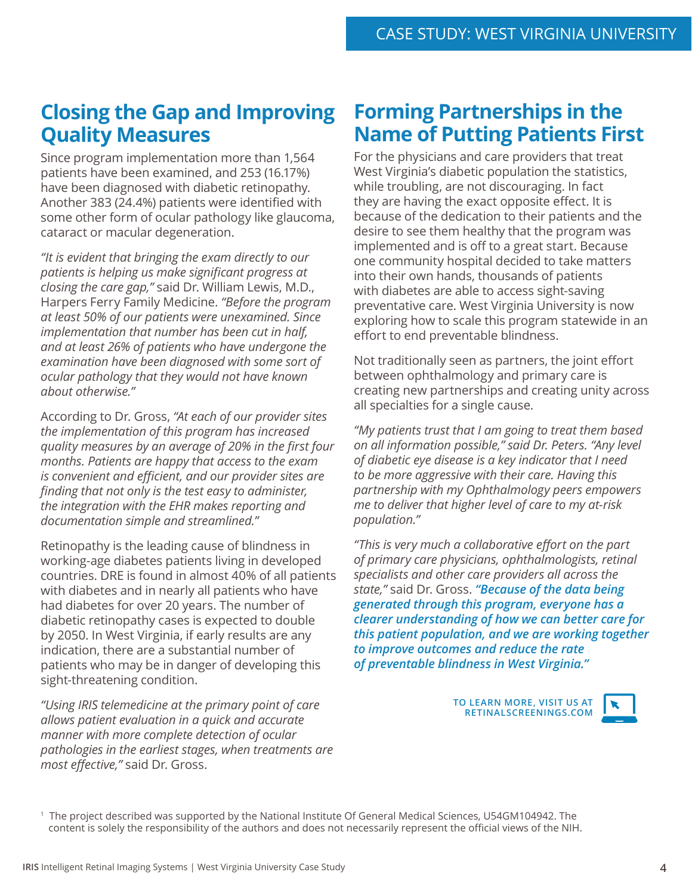## Closing the Gap and Improving Quality Measures

Since program implementation more than 1,564 patients have been examined, and 253 (16.17%) have been diagnosed with diabetic retinopathy. Another 383 (24.4%) patients were identified with some other form of ocular pathology like glaucoma, cataract or macular degeneration.

*"It is evident that bringing the exam directly to our patients is helping us make significant progress at closing the care gap,"* said Dr. William Lewis, M.D., Harpers Ferry Family Medicine. *"Before the program at least 50% of our patients were unexamined. Since implementation that number has been cut in half, and at least 26% of patients who have undergone the examination have been diagnosed with some sort of ocular pathology that they would not have known about otherwise."*

According to Dr. Gross, *"At each of our provider sites the implementation of this program has increased quality measures by an average of 20% in the first four months. Patients are happy that access to the exam is convenient and efficient, and our provider sites are finding that not only is the test easy to administer, the integration with the EHR makes reporting and documentation simple and streamlined."*

Retinopathy is the leading cause of blindness in working-age diabetes patients living in developed countries. DRE is found in almost 40% of all patients with diabetes and in nearly all patients who have had diabetes for over 20 years. The number of diabetic retinopathy cases is expected to double by 2050. In West Virginia, if early results are any indication, there are a substantial number of patients who may be in danger of developing this sight-threatening condition.

*"Using IRIS telemedicine at the primary point of care allows patient evaluation in a quick and accurate manner with more complete detection of ocular pathologies in the earliest stages, when treatments are most effective,"* said Dr. Gross.

## Forming Partnerships in the Name of Putting Patients First

For the physicians and care providers that treat West Virginia's diabetic population the statistics, while troubling, are not discouraging. In fact they are having the exact opposite effect. It is because of the dedication to their patients and the desire to see them healthy that the program was implemented and is off to a great start. Because one community hospital decided to take matters into their own hands, thousands of patients with diabetes are able to access sight-saving preventative care. West Virginia University is now exploring how to scale this program statewide in an effort to end preventable blindness.

Not traditionally seen as partners, the joint effort between ophthalmology and primary care is creating new partnerships and creating unity across all specialties for a single cause.

*"My patients trust that I am going to treat them based on all information possible,"* said Dr. Peters. *"Any level of diabetic eye disease is a key indicator that I need to be more aggressive with their care. Having this partnership with my Ophthalmology peers empowers me to deliver that higher level of care to my at-risk population."*

*"This is very much a collaborative effort on the part of primary care physicians, ophthalmologists, retinal specialists and other care providers all across the state,"* said Dr. Gross. ***"Because of the data being generated through this program, everyone has a clearer understanding of how we can better care for this patient population, and we are working together to improve outcomes and reduce the rate of preventable blindness in West Virginia."***

**TO LEARN MORE, VISIT US AT RETINALSCREENINGS.COM**

[1] The project described was supported by the National Institute Of General Medical Sciences, U54GM104942. The content is solely the responsibility of the authors and does not necessarily represent the official views of the NIH.